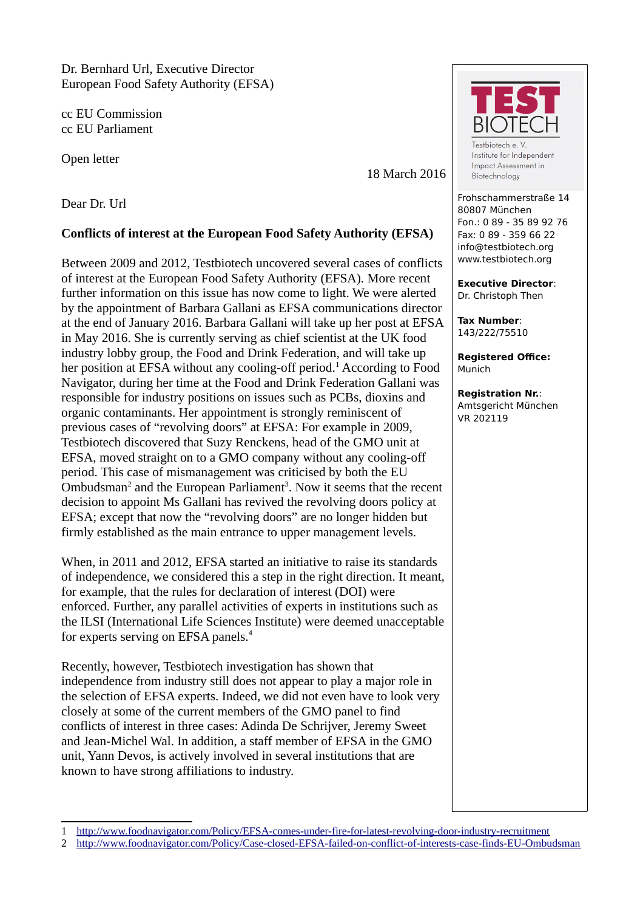Dr. Bernhard Url, Executive Director
European Food Safety Authority (EFSA)

cc EU Commission
cc EU Parliament

Open letter

18 March 2016

TEST BIOTECH

Testbiotech e. V.
Institute for Independent Impact Assessment in Biotechnology

Frohschammerstraße 14
80807 München
Fon.: 0 89 - 35 89 92 76
Fax: 0 89 - 359 66 22
info@testbiotech.org
www.testbiotech.org

**Executive Director**:
Dr. Christoph Then

**Tax Number**:
143/222/75510

**Registered Office:**
Munich

**Registration Nr.**:
Amtsgericht München
VR 202119

Dear Dr. Url

**Conflicts of interest at the European Food Safety Authority (EFSA)**

Between 2009 and 2012, Testbiotech uncovered several cases of conflicts of interest at the European Food Safety Authority (EFSA). More recent further information on this issue has now come to light. We were alerted by the appointment of Barbara Gallani as EFSA communications director at the end of January 2016. Barbara Gallani will take up her post at EFSA in May 2016. She is currently serving as chief scientist at the UK food industry lobby group, the Food and Drink Federation, and will take up her position at EFSA without any cooling-off period.[1] According to Food Navigator, during her time at the Food and Drink Federation Gallani was responsible for industry positions on issues such as PCBs, dioxins and organic contaminants. Her appointment is strongly reminiscent of previous cases of "revolving doors" at EFSA: For example in 2009, Testbiotech discovered that Suzy Renckens, head of the GMO unit at EFSA, moved straight on to a GMO company without any cooling-off period. This case of mismanagement was criticised by both the EU Ombudsman[2] and the European Parliament[3]. Now it seems that the recent decision to appoint Ms Gallani has revived the revolving doors policy at EFSA; except that now the "revolving doors" are no longer hidden but firmly established as the main entrance to upper management levels.

When, in 2011 and 2012, EFSA started an initiative to raise its standards of independence, we considered this a step in the right direction. It meant, for example, that the rules for declaration of interest (DOI) were enforced. Further, any parallel activities of experts in institutions such as the ILSI (International Life Sciences Institute) were deemed unacceptable for experts serving on EFSA panels.[4]

Recently, however, Testbiotech investigation has shown that independence from industry still does not appear to play a major role in the selection of EFSA experts. Indeed, we did not even have to look very closely at some of the current members of the GMO panel to find conflicts of interest in three cases: Adinda De Schrijver, Jeremy Sweet and Jean-Michel Wal. In addition, a staff member of EFSA in the GMO unit, Yann Devos, is actively involved in several institutions that are known to have strong affiliations to industry.

1 http://www.foodnavigator.com/Policy/EFSA-comes-under-fire-for-latest-revolving-door-industry-recruitment
2 http://www.foodnavigator.com/Policy/Case-closed-EFSA-failed-on-conflict-of-interests-case-finds-EU-Ombudsman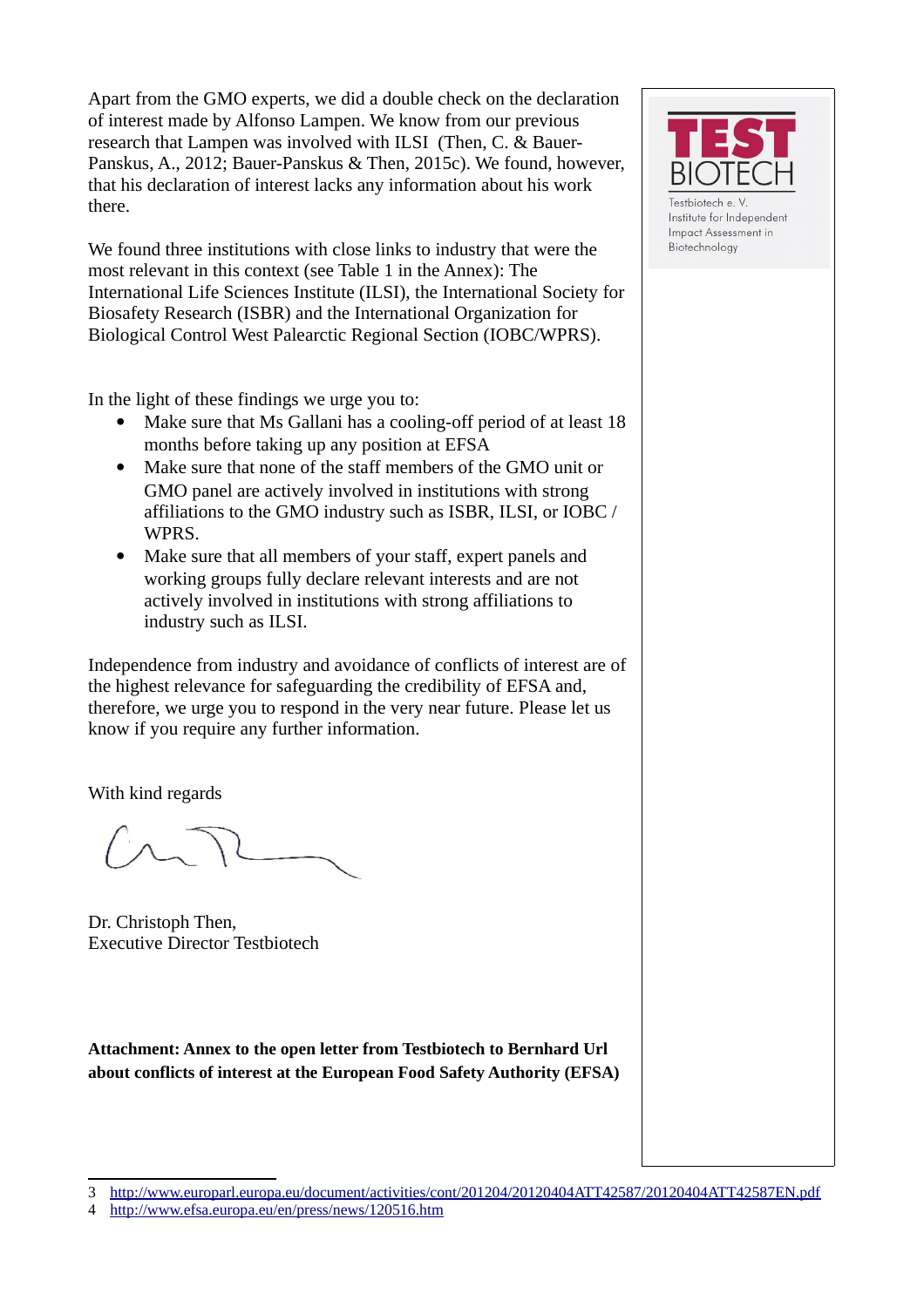Apart from the GMO experts, we did a double check on the declaration of interest made by Alfonso Lampen. We know from our previous research that Lampen was involved with ILSI (Then, C. & Bauer-Panskus, A., 2012; Bauer-Panskus & Then, 2015c). We found, however, that his declaration of interest lacks any information about his work there.

We found three institutions with close links to industry that were the most relevant in this context (see Table 1 in the Annex): The International Life Sciences Institute (ILSI), the International Society for Biosafety Research (ISBR) and the International Organization for Biological Control West Palearctic Regional Section (IOBC/WPRS).

In the light of these findings we urge you to:

- Make sure that Ms Gallani has a cooling-off period of at least 18 months before taking up any position at EFSA
- Make sure that none of the staff members of the GMO unit or GMO panel are actively involved in institutions with strong affiliations to the GMO industry such as ISBR, ILSI, or IOBC / WPRS.
- Make sure that all members of your staff, expert panels and working groups fully declare relevant interests and are not actively involved in institutions with strong affiliations to industry such as ILSI.

Independence from industry and avoidance of conflicts of interest are of the highest relevance for safeguarding the credibility of EFSA and, therefore, we urge you to respond in the very near future. Please let us know if you require any further information.

With kind regards

Dr. Christoph Then,
Executive Director Testbiotech

**Attachment: Annex to the open letter from Testbiotech to Bernhard Url about conflicts of interest at the European Food Safety Authority (EFSA)**

TEST BIOTECH
Testbiotech e. V.
Institute for Independent Impact Assessment in Biotechnology

---

3 http://www.europarl.europa.eu/document/activities/cont/201204/20120404ATT42587/20120404ATT42587EN.pdf

4 http://www.efsa.europa.eu/en/press/news/120516.htm